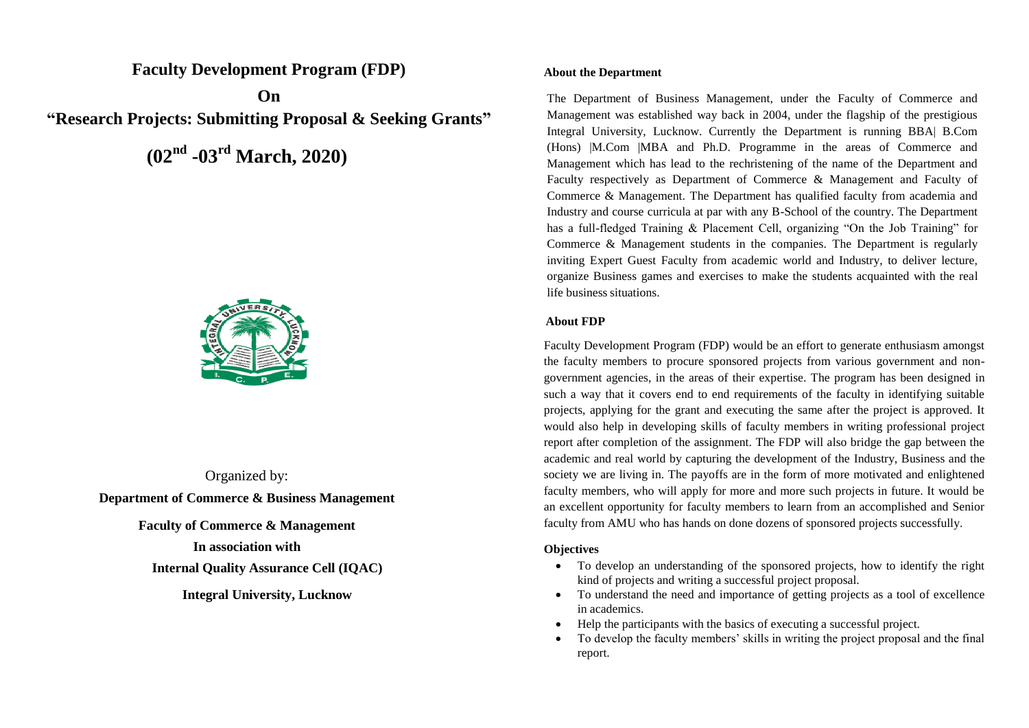# Faculty Development Program (FDP)

## On

## "Research Projects: Submitting Proposal & Seeking Grants"

## (02nd -03rd March, 2020)

Organized by:

**Department of Commerce & Business Management**

**Faculty of Commerce & Management**

**In association with**

**Internal Quality Assurance Cell (IQAC)**

**Integral University, Lucknow**

### About the Department

The Department of Business Management, under the Faculty of Commerce and Management was established way back in 2004, under the flagship of the prestigious Integral University, Lucknow. Currently the Department is running BBA| B.Com (Hons) |M.Com |MBA and Ph.D. Programme in the areas of Commerce and Management which has lead to the rechristening of the name of the Department and Faculty respectively as Department of Commerce & Management and Faculty of Commerce & Management. The Department has qualified faculty from academia and Industry and course curricula at par with any B-School of the country. The Department has a full-fledged Training & Placement Cell, organizing "On the Job Training" for Commerce & Management students in the companies. The Department is regularly inviting Expert Guest Faculty from academic world and Industry, to deliver lecture, organize Business games and exercises to make the students acquainted with the real life business situations.

### About FDP

Faculty Development Program (FDP) would be an effort to generate enthusiasm amongst the faculty members to procure sponsored projects from various government and non-government agencies, in the areas of their expertise. The program has been designed in such a way that it covers end to end requirements of the faculty in identifying suitable projects, applying for the grant and executing the same after the project is approved. It would also help in developing skills of faculty members in writing professional project report after completion of the assignment. The FDP will also bridge the gap between the academic and real world by capturing the development of the Industry, Business and the society we are living in. The payoffs are in the form of more motivated and enlightened faculty members, who will apply for more and more such projects in future. It would be an excellent opportunity for faculty members to learn from an accomplished and Senior faculty from AMU who has hands on done dozens of sponsored projects successfully.

### Objectives

- To develop an understanding of the sponsored projects, how to identify the right kind of projects and writing a successful project proposal.
- To understand the need and importance of getting projects as a tool of excellence in academics.
- Help the participants with the basics of executing a successful project.
- To develop the faculty members' skills in writing the project proposal and the final report.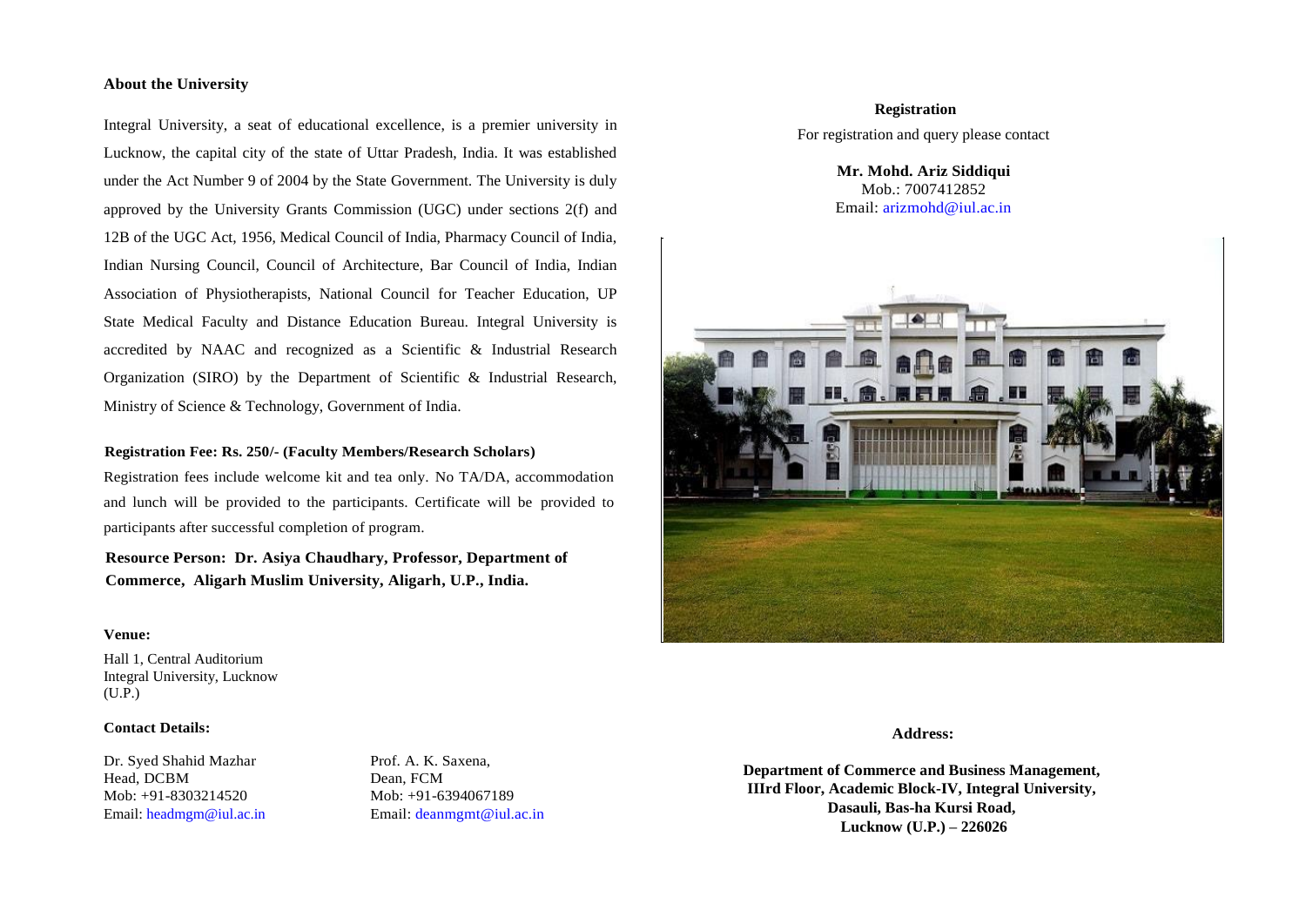## About the University

Integral University, a seat of educational excellence, is a premier university in Lucknow, the capital city of the state of Uttar Pradesh, India. It was established under the Act Number 9 of 2004 by the State Government. The University is duly approved by the University Grants Commission (UGC) under sections 2(f) and 12B of the UGC Act, 1956, Medical Council of India, Pharmacy Council of India, Indian Nursing Council, Council of Architecture, Bar Council of India, Indian Association of Physiotherapists, National Council for Teacher Education, UP State Medical Faculty and Distance Education Bureau. Integral University is accredited by NAAC and recognized as a Scientific & Industrial Research Organization (SIRO) by the Department of Scientific & Industrial Research, Ministry of Science & Technology, Government of India.

**Registration Fee: Rs. 250/- (Faculty Members/Research Scholars)**

Registration fees include welcome kit and tea only. No TA/DA, accommodation and lunch will be provided to the participants. Certificate will be provided to participants after successful completion of program.

**Resource Person: Dr. Asiya Chaudhary, Professor, Department of Commerce, Aligarh Muslim University, Aligarh, U.P., India.**

**Venue:**

Hall 1, Central Auditorium
Integral University, Lucknow
(U.P.)

**Contact Details:**

Dr. Syed Shahid Mazhar
Head, DCBM
Mob: +91-8303214520
Email: headmgm@iul.ac.in

Prof. A. K. Saxena,
Dean, FCM
Mob: +91-6394067189
Email: deanmgmt@iul.ac.in

## Registration

For registration and query please contact

**Mr. Mohd. Ariz Siddiqui**
Mob.: 7007412852
Email: arizmohd@iul.ac.in

**Address:**

**Department of Commerce and Business Management,
IIIrd Floor, Academic Block-IV, Integral University,
Dasauli, Bas-ha Kursi Road,
Lucknow (U.P.) – 226026**